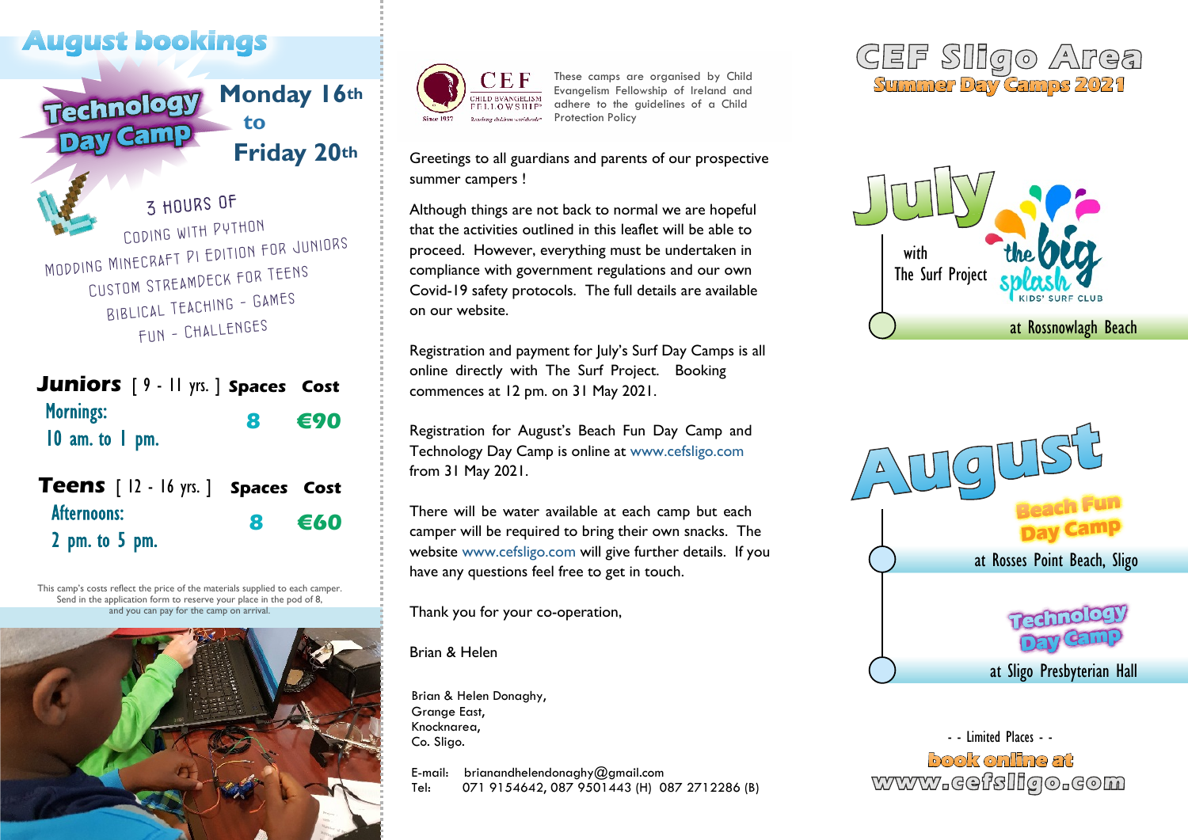# August bookings

## Technology Day Camp

**Monday 16th to Friday 20th**

3 HOURS OF
CODING WITH PYTHON
MODDING MINECRAFT PI EDITION FOR JUNIORS
CUSTOM STREAMDECK FOR TEENS
BIBLICAL TEACHING - GAMES
FUN - CHALLENGES

| | Spaces | Cost |
|---|---|---|
| **Juniors** [ 9 - 11 yrs. ] Mornings: 10 am. to 1 pm. | 8 | €90 |
| **Teens** [ 12 - 16 yrs. ] Afternoons: 2 pm. to 5 pm. | 8 | €60 |

This camp's costs reflect the price of the materials supplied to each camper. Send in the application form to reserve your place in the pod of 8, and you can pay for the camp on arrival.

CEF CHILD EVANGELISM FELLOWSHIP® Since 1937 Reaching children worldwide®

These camps are organised by Child Evangelism Fellowship of Ireland and adhere to the guidelines of a Child Protection Policy

Greetings to all guardians and parents of our prospective summer campers !

Although things are not back to normal we are hopeful that the activities outlined in this leaflet will be able to proceed. However, everything must be undertaken in compliance with government regulations and our own Covid-19 safety protocols. The full details are available on our website.

Registration and payment for July's Surf Day Camps is all online directly with The Surf Project. Booking commences at 12 pm. on 31 May 2021.

Registration for August's Beach Fun Day Camp and Technology Day Camp is online at www.cefsligo.com from 31 May 2021.

There will be water available at each camp but each camper will be required to bring their own snacks. The website www.cefsligo.com will give further details. If you have any questions feel free to get in touch.

Thank you for your co-operation,

Brian & Helen

Brian & Helen Donaghy,
Grange East,
Knocknarea,
Co. Sligo.

E-mail: brianandhelendonaghy@gmail.com
Tel: 071 9154642, 087 9501443 (H) 087 2712286 (B)

# CEF Sligo Area
## Summer Day Camps 2021

### July
with The Surf Project — the big splash KIDS' SURF CLUB
at Rossnowlagh Beach

### August
**Beach Fun Day Camp**
at Rosses Point Beach, Sligo

**Technology Day Camp**
at Sligo Presbyterian Hall

- - Limited Places - -

**book online at www.cefsligo.com**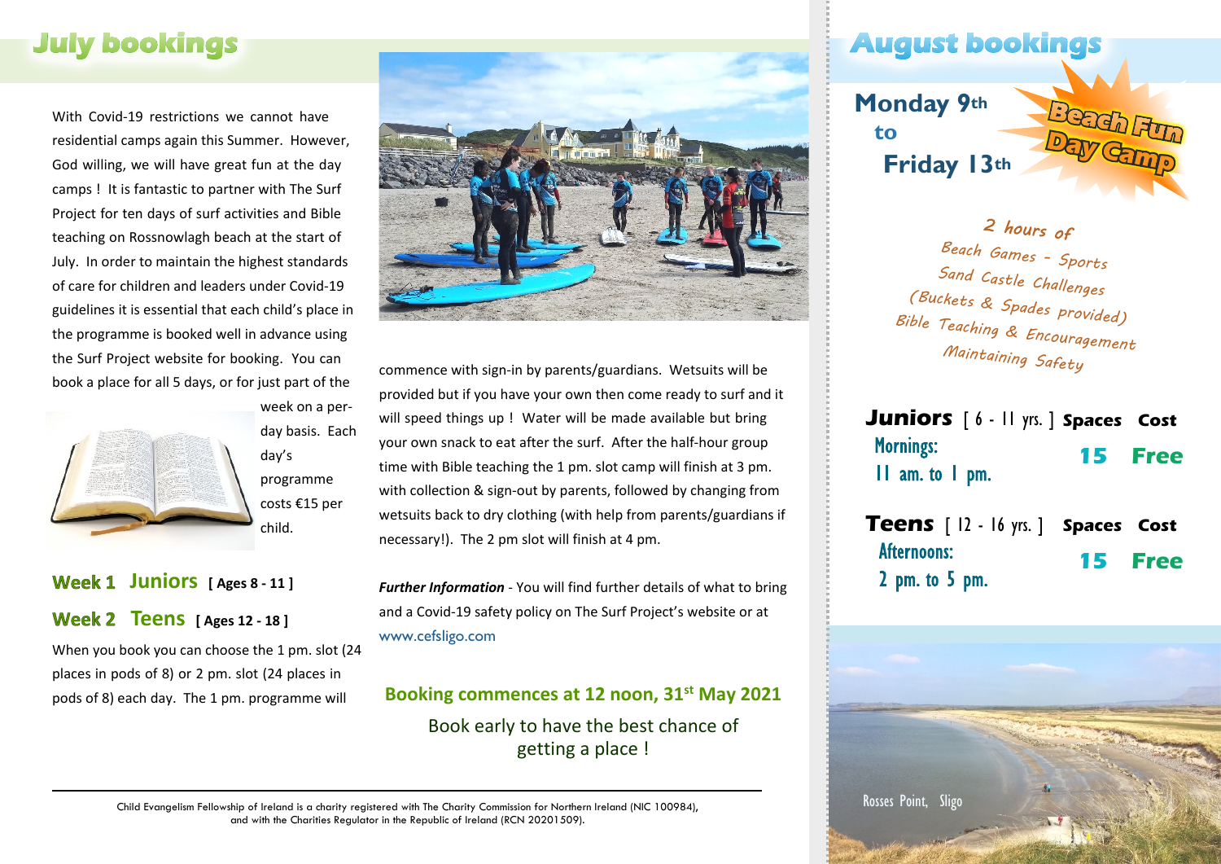## July bookings

With Covid-19 restrictions we cannot have residential camps again this Summer. However, God willing, we will have great fun at the day camps ! It is fantastic to partner with The Surf Project for ten days of surf activities and Bible teaching on Rossnowlagh beach at the start of July. In order to maintain the highest standards of care for children and leaders under Covid-19 guidelines it is essential that each child's place in the programme is booked well in advance using the Surf Project website for booking. You can book a place for all 5 days, or for just part of the week on a per-day basis. Each day's programme costs €15 per child.

### Week 1 Juniors [ Ages 8 - 11 ]

### Week 2 Teens [ Ages 12 - 18 ]

When you book you can choose the 1 pm. slot (24 places in pods of 8) or 2 pm. slot (24 places in pods of 8) each day. The 1 pm. programme will commence with sign-in by parents/guardians. Wetsuits will be provided but if you have your own then come ready to surf and it will speed things up ! Water will be made available but bring your own snack to eat after the surf. After the half-hour group time with Bible teaching the 1 pm. slot camp will finish at 3 pm. with collection & sign-out by parents, followed by changing from wetsuits back to dry clothing (with help from parents/guardians if necessary!). The 2 pm slot will finish at 4 pm.

***Further Information*** - You will find further details of what to bring and a Covid-19 safety policy on The Surf Project's website or at www.cefsligo.com

**Booking commences at 12 noon, 31st May 2021**

Book early to have the best chance of getting a place !

Child Evangelism Fellowship of Ireland is a charity registered with The Charity Commission for Northern Ireland (NIC 100984), and with the Charities Regulator in the Republic of Ireland (RCN 20201509).

## August bookings

**Monday 9th to Friday 13th**

**Beach Fun Day Camp**

2 hours of
Beach Games - Sports
Sand Castle Challenges
(Buckets & Spades provided)
Bible Teaching & Encouragement
Maintaining Safety

| | Spaces | Cost |
|---|---|---|
| **Juniors** [ 6 - 11 yrs. ] Mornings: 11 am. to 1 pm. | 15 | Free |
| **Teens** [ 12 - 16 yrs. ] Afternoons: 2 pm. to 5 pm. | 15 | Free |

Rosses Point, Sligo